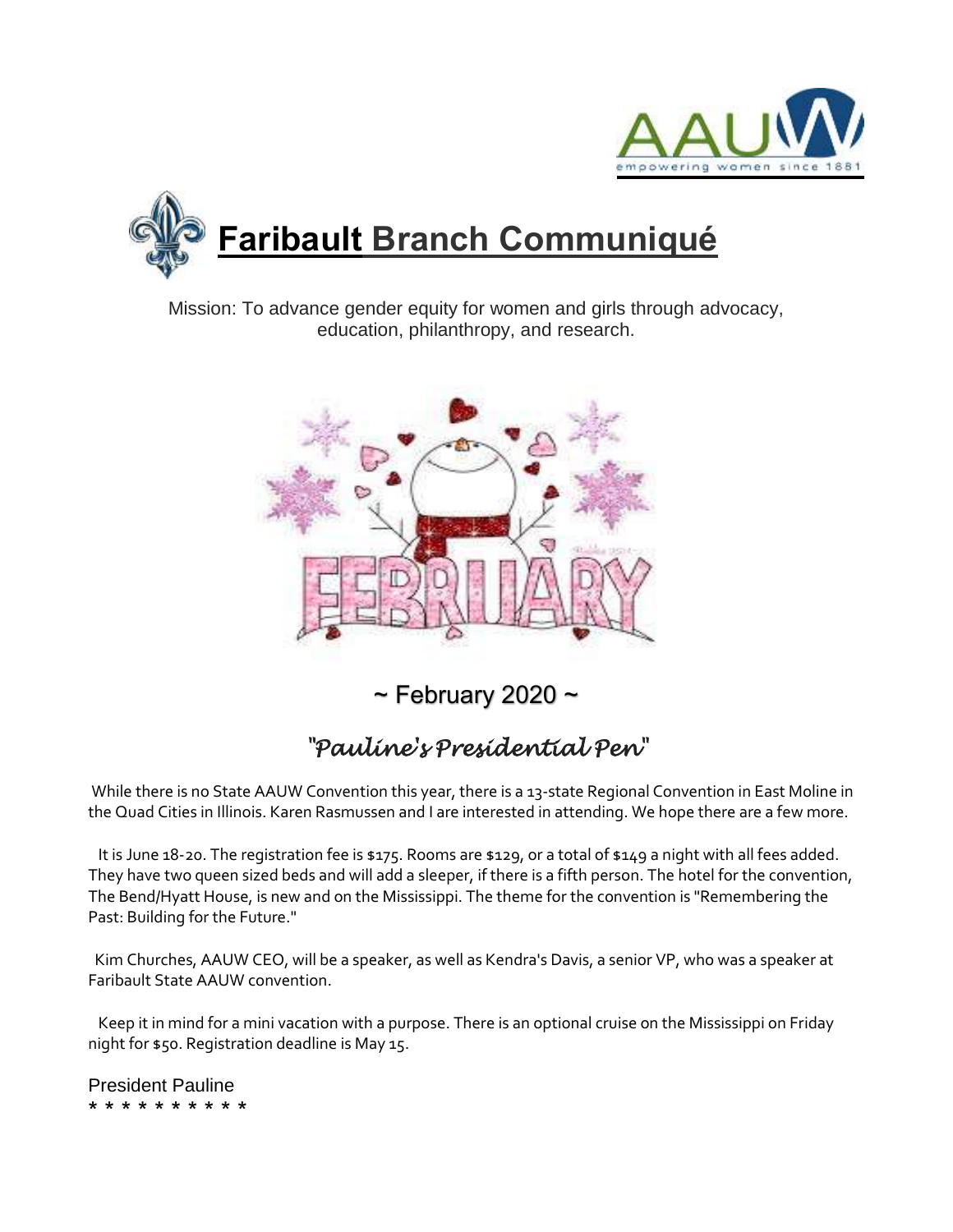# Faribault Branch Communiqué

Mission: To advance gender equity for women and girls through advocacy, education, philanthropy, and research.

## ~ February 2020 ~

## *"Pauline's Presidential Pen"*

While there is no State AAUW Convention this year, there is a 13-state Regional Convention in East Moline in the Quad Cities in Illinois. Karen Rasmussen and I are interested in attending. We hope there are a few more.

It is June 18-20. The registration fee is $175. Rooms are $129, or a total of $149 a night with all fees added. They have two queen sized beds and will add a sleeper, if there is a fifth person. The hotel for the convention, The Bend/Hyatt House, is new and on the Mississippi. The theme for the convention is "Remembering the Past: Building for the Future."

Kim Churches, AAUW CEO, will be a speaker, as well as Kendra's Davis, a senior VP, who was a speaker at Faribault State AAUW convention.

Keep it in mind for a mini vacation with a purpose. There is an optional cruise on the Mississippi on Friday night for $50. Registration deadline is May 15.

President Pauline

* * * * * * * * * *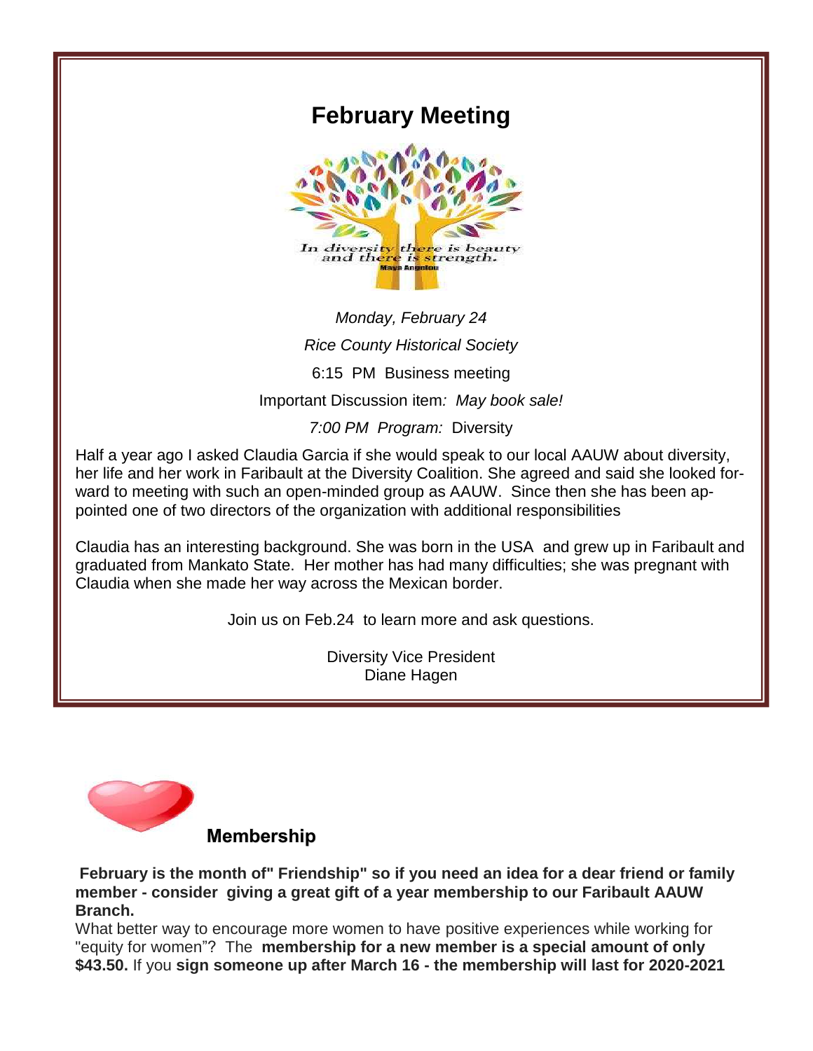## February Meeting

*Monday, February 24*

*Rice County Historical Society*

6:15 PM Business meeting

Important Discussion item*: May book sale!*

*7:00 PM Program:* Diversity

Half a year ago I asked Claudia Garcia if she would speak to our local AAUW about diversity, her life and her work in Faribault at the Diversity Coalition. She agreed and said she looked forward to meeting with such an open-minded group as AAUW. Since then she has been appointed one of two directors of the organization with additional responsibilities

Claudia has an interesting background. She was born in the USA and grew up in Faribault and graduated from Mankato State. Her mother has had many difficulties; she was pregnant with Claudia when she made her way across the Mexican border.

Join us on Feb.24 to learn more and ask questions.

Diversity Vice President
Diane Hagen

## Membership

**February is the month of" Friendship" so if you need an idea for a dear friend or family member - consider giving a great gift of a year membership to our Faribault AAUW Branch.**

What better way to encourage more women to have positive experiences while working for "equity for women"? The **membership for a new member is a special amount of only $43.50.** If you **sign someone up after March 16 - the membership will last for 2020-2021**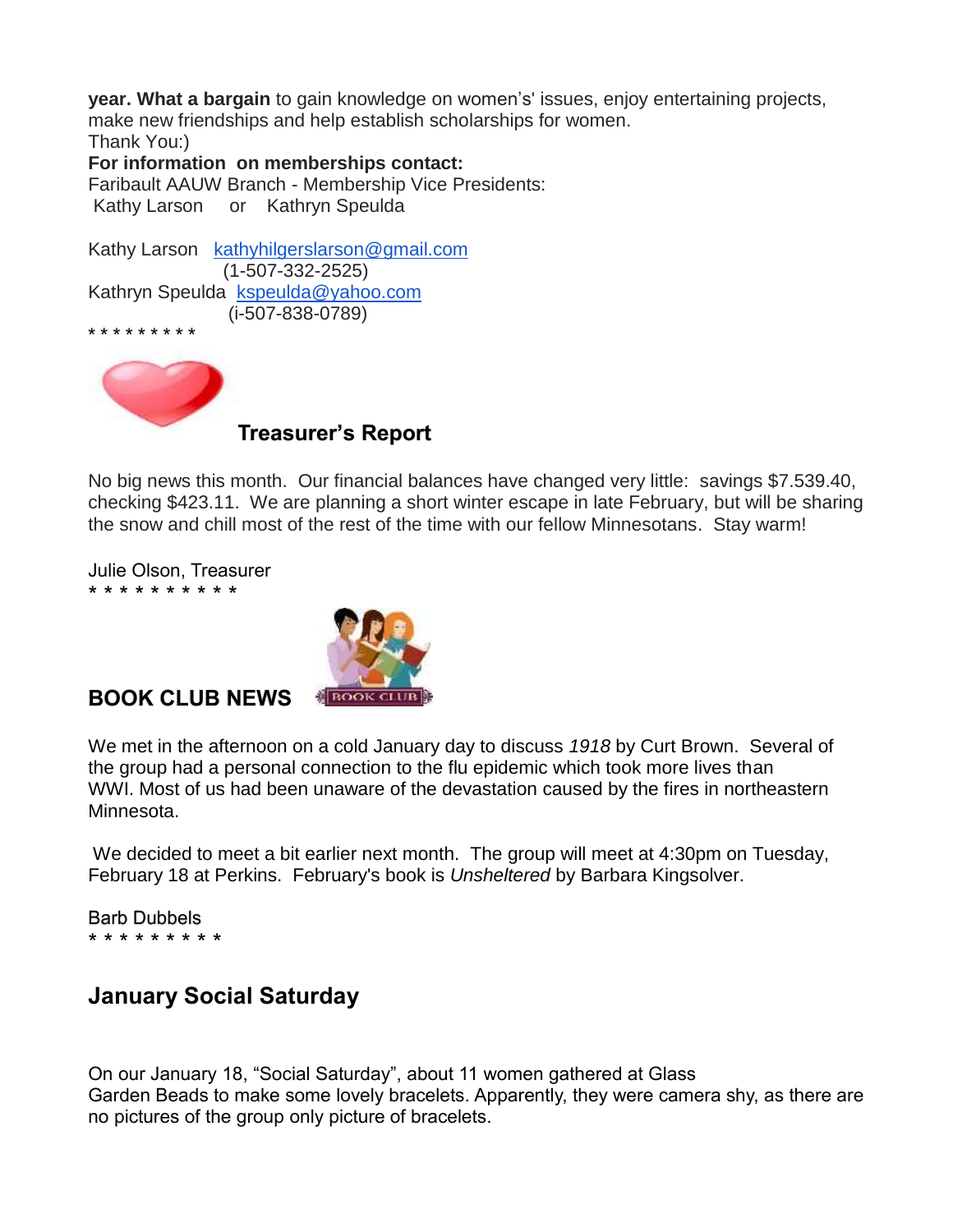**year. What a bargain** to gain knowledge on women's' issues, enjoy entertaining projects, make new friendships and help establish scholarships for women.
Thank You:)

**For information on memberships contact:**
Faribault AAUW Branch - Membership Vice Presidents:
Kathy Larson or Kathryn Speulda

Kathy Larson [kathyhilgerslarson@gmail.com](mailto:kathyhilgerslarson@gmail.com)
(1-507-332-2525)
Kathryn Speulda [kspeulda@yahoo.com](mailto:kspeulda@yahoo.com)
(i-507-838-0789)

* * * * * * * * *

## Treasurer's Report

No big news this month. Our financial balances have changed very little: savings $7.539.40, checking $423.11. We are planning a short winter escape in late February, but will be sharing the snow and chill most of the rest of the time with our fellow Minnesotans. Stay warm!

Julie Olson, Treasurer

* * * * * * * * * *

## BOOK CLUB NEWS

We met in the afternoon on a cold January day to discuss *1918* by Curt Brown. Several of the group had a personal connection to the flu epidemic which took more lives than WWI. Most of us had been unaware of the devastation caused by the fires in northeastern Minnesota.

We decided to meet a bit earlier next month. The group will meet at 4:30pm on Tuesday, February 18 at Perkins. February's book is *Unsheltered* by Barbara Kingsolver.

Barb Dubbels

* * * * * * * * *

## January Social Saturday

On our January 18, "Social Saturday", about 11 women gathered at Glass Garden Beads to make some lovely bracelets. Apparently, they were camera shy, as there are no pictures of the group only picture of bracelets.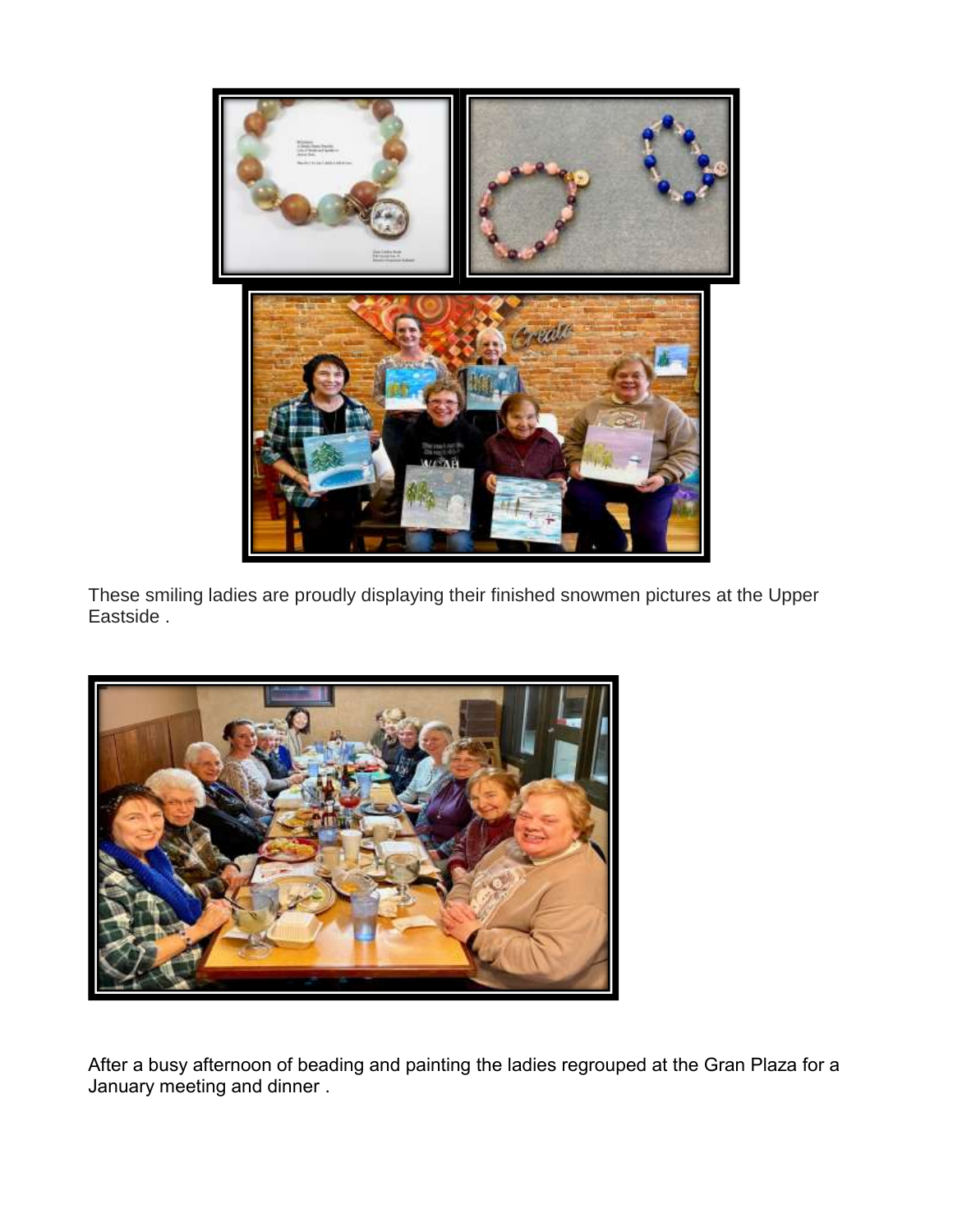These smiling ladies are proudly displaying their finished snowmen pictures at the Upper Eastside .

After a busy afternoon of beading and painting the ladies regrouped at the Gran Plaza for a January meeting and dinner .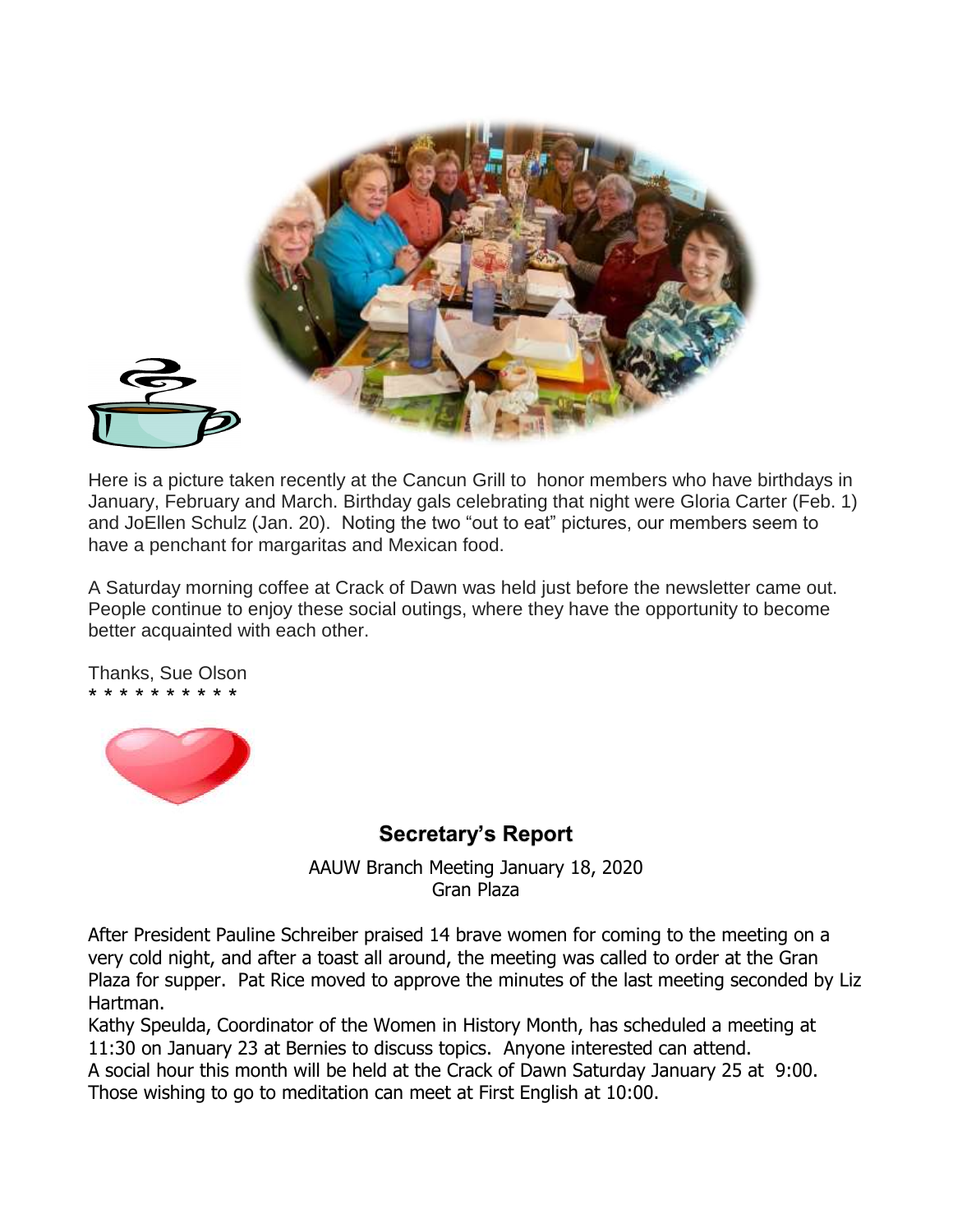Here is a picture taken recently at the Cancun Grill to honor members who have birthdays in January, February and March. Birthday gals celebrating that night were Gloria Carter (Feb. 1) and JoEllen Schulz (Jan. 20). Noting the two “out to eat” pictures, our members seem to have a penchant for margaritas and Mexican food.

A Saturday morning coffee at Crack of Dawn was held just before the newsletter came out. People continue to enjoy these social outings, where they have the opportunity to become better acquainted with each other.

Thanks, Sue Olson
* * * * * * * * * *

## Secretary’s Report

AAUW Branch Meeting January 18, 2020
Gran Plaza

After President Pauline Schreiber praised 14 brave women for coming to the meeting on a very cold night, and after a toast all around, the meeting was called to order at the Gran Plaza for supper. Pat Rice moved to approve the minutes of the last meeting seconded by Liz Hartman.
Kathy Speulda, Coordinator of the Women in History Month, has scheduled a meeting at 11:30 on January 23 at Bernies to discuss topics. Anyone interested can attend.
A social hour this month will be held at the Crack of Dawn Saturday January 25 at 9:00. Those wishing to go to meditation can meet at First English at 10:00.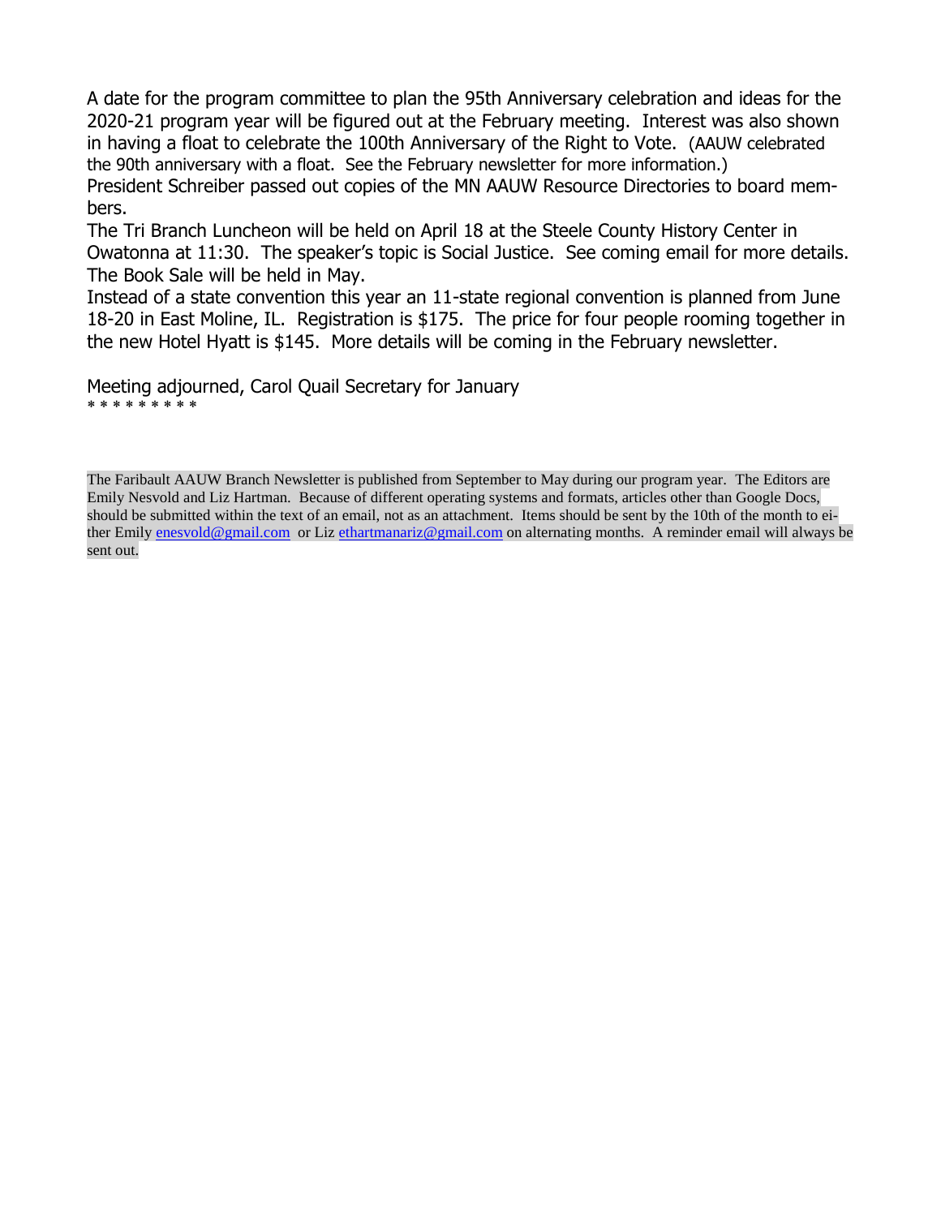A date for the program committee to plan the 95th Anniversary celebration and ideas for the 2020-21 program year will be figured out at the February meeting. Interest was also shown in having a float to celebrate the 100th Anniversary of the Right to Vote. (AAUW celebrated the 90th anniversary with a float. See the February newsletter for more information.)

President Schreiber passed out copies of the MN AAUW Resource Directories to board members.

The Tri Branch Luncheon will be held on April 18 at the Steele County History Center in Owatonna at 11:30. The speaker's topic is Social Justice. See coming email for more details.

The Book Sale will be held in May.

Instead of a state convention this year an 11-state regional convention is planned from June 18-20 in East Moline, IL. Registration is $175. The price for four people rooming together in the new Hotel Hyatt is $145. More details will be coming in the February newsletter.

Meeting adjourned, Carol Quail Secretary for January

* * * * * * * * *

The Faribault AAUW Branch Newsletter is published from September to May during our program year. The Editors are Emily Nesvold and Liz Hartman. Because of different operating systems and formats, articles other than Google Docs, should be submitted within the text of an email, not as an attachment. Items should be sent by the 10th of the month to either Emily enesvold@gmail.com or Liz ethartmanariz@gmail.com on alternating months. A reminder email will always be sent out.